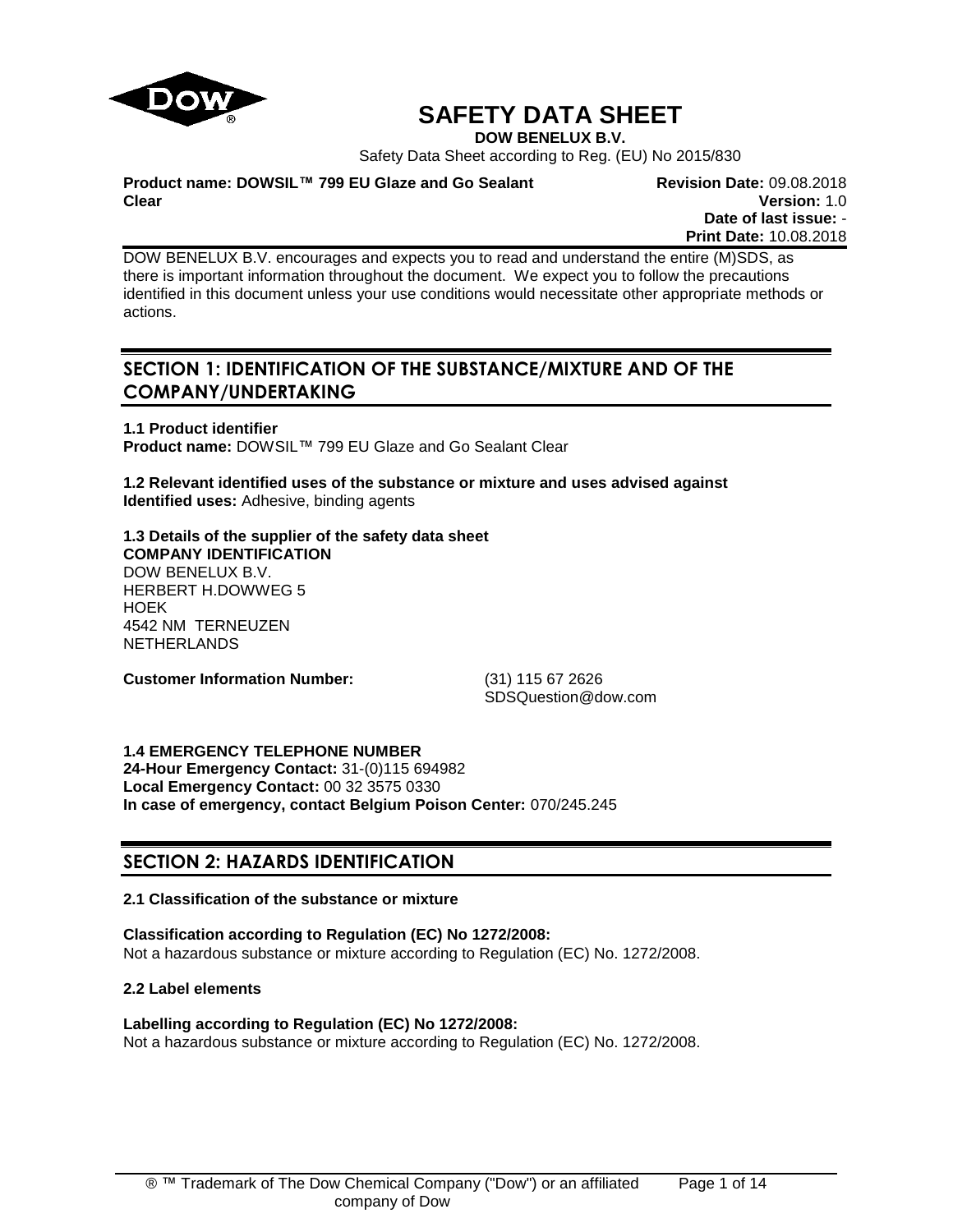# SAFETY DATA SHEET

**DOW BENELUX B.V.**

Safety Data Sheet according to Reg. (EU) No 2015/830

**Product name: DOWSIL™ 799 EU Glaze and Go Sealant Clear**

**Revision Date:** 09.08.2018
**Version:** 1.0
**Date of last issue:** -
**Print Date:** 10.08.2018

DOW BENELUX B.V. encourages and expects you to read and understand the entire (M)SDS, as there is important information throughout the document. We expect you to follow the precautions identified in this document unless your use conditions would necessitate other appropriate methods or actions.

## SECTION 1: IDENTIFICATION OF THE SUBSTANCE/MIXTURE AND OF THE COMPANY/UNDERTAKING

**1.1 Product identifier**
**Product name:** DOWSIL™ 799 EU Glaze and Go Sealant Clear

**1.2 Relevant identified uses of the substance or mixture and uses advised against**
**Identified uses:** Adhesive, binding agents

**1.3 Details of the supplier of the safety data sheet**
**COMPANY IDENTIFICATION**
DOW BENELUX B.V.
HERBERT H.DOWWEG 5
HOEK
4542 NM TERNEUZEN
NETHERLANDS

**Customer Information Number:** (31) 115 67 2626
SDSQuestion@dow.com

**1.4 EMERGENCY TELEPHONE NUMBER**
**24-Hour Emergency Contact:** 31-(0)115 694982
**Local Emergency Contact:** 00 32 3575 0330
**In case of emergency, contact Belgium Poison Center:** 070/245.245

## SECTION 2: HAZARDS IDENTIFICATION

**2.1 Classification of the substance or mixture**

**Classification according to Regulation (EC) No 1272/2008:**
Not a hazardous substance or mixture according to Regulation (EC) No. 1272/2008.

**2.2 Label elements**

**Labelling according to Regulation (EC) No 1272/2008:**
Not a hazardous substance or mixture according to Regulation (EC) No. 1272/2008.

® ™ Trademark of The Dow Chemical Company ("Dow") or an affiliated company of Dow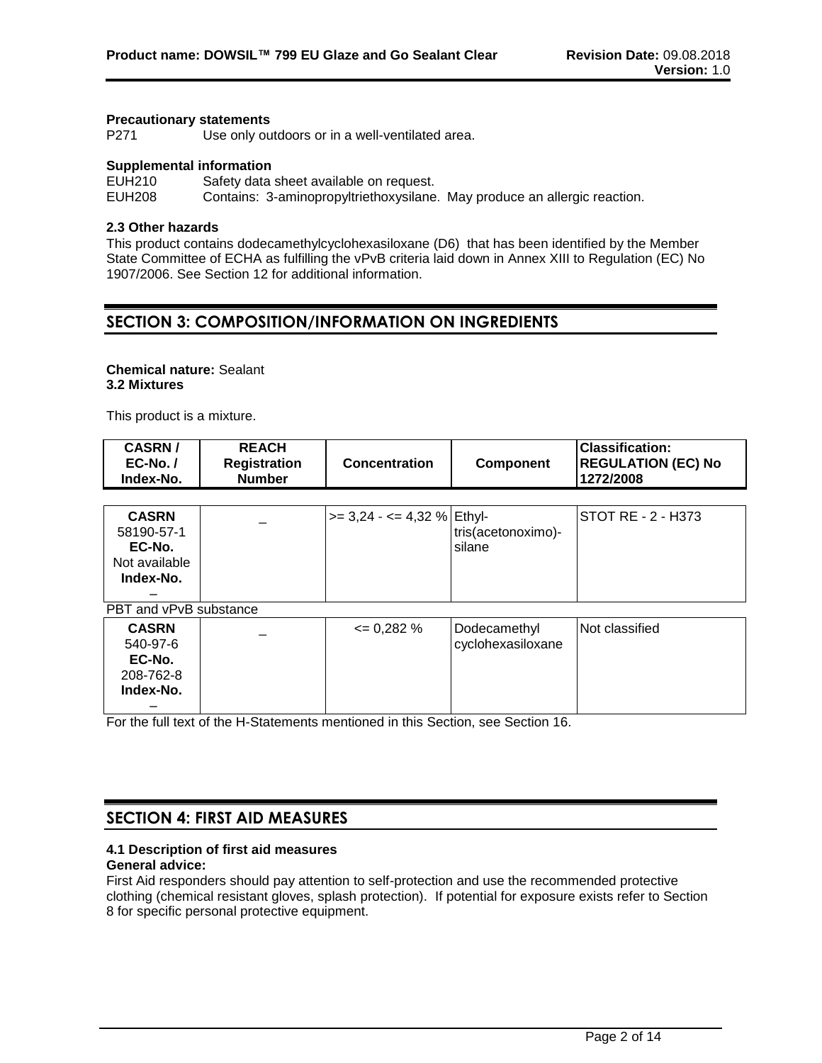**Precautionary statements**

P271 Use only outdoors or in a well-ventilated area.

**Supplemental information**

EUH210 Safety data sheet available on request.
EUH208 Contains: 3-aminopropyltriethoxysilane. May produce an allergic reaction.

**2.3 Other hazards**

This product contains dodecamethylcyclohexasiloxane (D6) that has been identified by the Member State Committee of ECHA as fulfilling the vPvB criteria laid down in Annex XIII to Regulation (EC) No 1907/2006. See Section 12 for additional information.

## SECTION 3: COMPOSITION/INFORMATION ON INGREDIENTS

**Chemical nature:** Sealant
**3.2 Mixtures**

This product is a mixture.

| CASRN / EC-No. / Index-No. | REACH Registration Number | Concentration | Component | Classification: REGULATION (EC) No 1272/2008 |
|---|---|---|---|---|
| **CASRN** 58190-57-1 **EC-No.** Not available **Index-No.** – | _ | >= 3,24 - <= 4,32 % | Ethyl-tris(acetonoximo)-silane | STOT RE - 2 - H373 |
| PBT and vPvB substance | | | | |
| **CASRN** 540-97-6 **EC-No.** 208-762-8 **Index-No.** – | _ | <= 0,282 % | Dodecamethyl cyclohexasiloxane | Not classified |

For the full text of the H-Statements mentioned in this Section, see Section 16.

## SECTION 4: FIRST AID MEASURES

**4.1 Description of first aid measures**

**General advice:**

First Aid responders should pay attention to self-protection and use the recommended protective clothing (chemical resistant gloves, splash protection). If potential for exposure exists refer to Section 8 for specific personal protective equipment.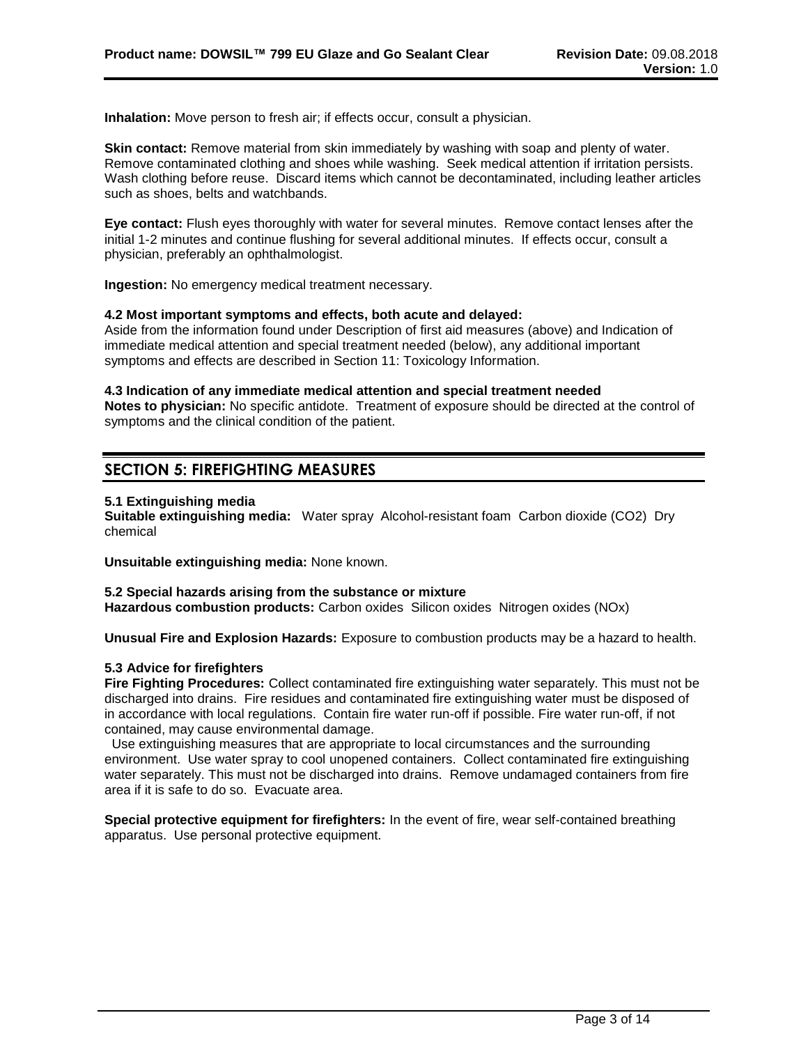**Inhalation:** Move person to fresh air; if effects occur, consult a physician.

**Skin contact:** Remove material from skin immediately by washing with soap and plenty of water. Remove contaminated clothing and shoes while washing. Seek medical attention if irritation persists. Wash clothing before reuse. Discard items which cannot be decontaminated, including leather articles such as shoes, belts and watchbands.

**Eye contact:** Flush eyes thoroughly with water for several minutes. Remove contact lenses after the initial 1-2 minutes and continue flushing for several additional minutes. If effects occur, consult a physician, preferably an ophthalmologist.

**Ingestion:** No emergency medical treatment necessary.

**4.2 Most important symptoms and effects, both acute and delayed:**
Aside from the information found under Description of first aid measures (above) and Indication of immediate medical attention and special treatment needed (below), any additional important symptoms and effects are described in Section 11: Toxicology Information.

**4.3 Indication of any immediate medical attention and special treatment needed**
**Notes to physician:** No specific antidote. Treatment of exposure should be directed at the control of symptoms and the clinical condition of the patient.

## SECTION 5: FIREFIGHTING MEASURES

**5.1 Extinguishing media**
**Suitable extinguishing media:** Water spray Alcohol-resistant foam Carbon dioxide ($CO_2$) Dry chemical

**Unsuitable extinguishing media:** None known.

**5.2 Special hazards arising from the substance or mixture**
**Hazardous combustion products:** Carbon oxides Silicon oxides Nitrogen oxides (NOx)

**Unusual Fire and Explosion Hazards:** Exposure to combustion products may be a hazard to health.

**5.3 Advice for firefighters**
**Fire Fighting Procedures:** Collect contaminated fire extinguishing water separately. This must not be discharged into drains. Fire residues and contaminated fire extinguishing water must be disposed of in accordance with local regulations. Contain fire water run-off if possible. Fire water run-off, if not contained, may cause environmental damage.
Use extinguishing measures that are appropriate to local circumstances and the surrounding environment. Use water spray to cool unopened containers. Collect contaminated fire extinguishing water separately. This must not be discharged into drains. Remove undamaged containers from fire area if it is safe to do so. Evacuate area.

**Special protective equipment for firefighters:** In the event of fire, wear self-contained breathing apparatus. Use personal protective equipment.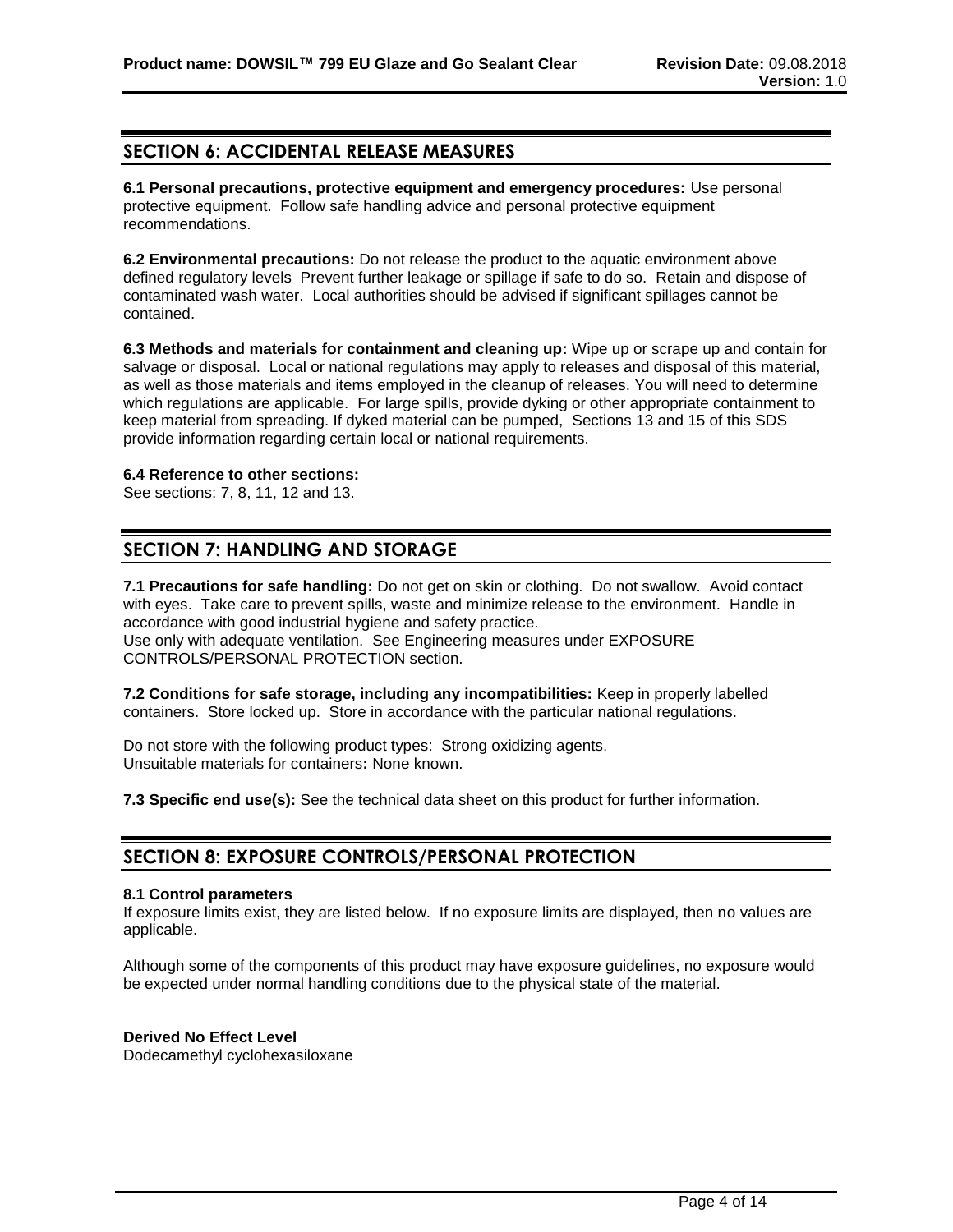## SECTION 6: ACCIDENTAL RELEASE MEASURES

**6.1 Personal precautions, protective equipment and emergency procedures:** Use personal protective equipment. Follow safe handling advice and personal protective equipment recommendations.

**6.2 Environmental precautions:** Do not release the product to the aquatic environment above defined regulatory levels Prevent further leakage or spillage if safe to do so. Retain and dispose of contaminated wash water. Local authorities should be advised if significant spillages cannot be contained.

**6.3 Methods and materials for containment and cleaning up:** Wipe up or scrape up and contain for salvage or disposal. Local or national regulations may apply to releases and disposal of this material, as well as those materials and items employed in the cleanup of releases. You will need to determine which regulations are applicable. For large spills, provide dyking or other appropriate containment to keep material from spreading. If dyked material can be pumped, Sections 13 and 15 of this SDS provide information regarding certain local or national requirements.

**6.4 Reference to other sections:**
See sections: 7, 8, 11, 12 and 13.

## SECTION 7: HANDLING AND STORAGE

**7.1 Precautions for safe handling:** Do not get on skin or clothing. Do not swallow. Avoid contact with eyes. Take care to prevent spills, waste and minimize release to the environment. Handle in accordance with good industrial hygiene and safety practice.
Use only with adequate ventilation. See Engineering measures under EXPOSURE CONTROLS/PERSONAL PROTECTION section.

**7.2 Conditions for safe storage, including any incompatibilities:** Keep in properly labelled containers. Store locked up. Store in accordance with the particular national regulations.

Do not store with the following product types: Strong oxidizing agents.
Unsuitable materials for containers**:** None known.

**7.3 Specific end use(s):** See the technical data sheet on this product for further information.

## SECTION 8: EXPOSURE CONTROLS/PERSONAL PROTECTION

**8.1 Control parameters**
If exposure limits exist, they are listed below. If no exposure limits are displayed, then no values are applicable.

Although some of the components of this product may have exposure guidelines, no exposure would be expected under normal handling conditions due to the physical state of the material.

**Derived No Effect Level**
Dodecamethyl cyclohexasiloxane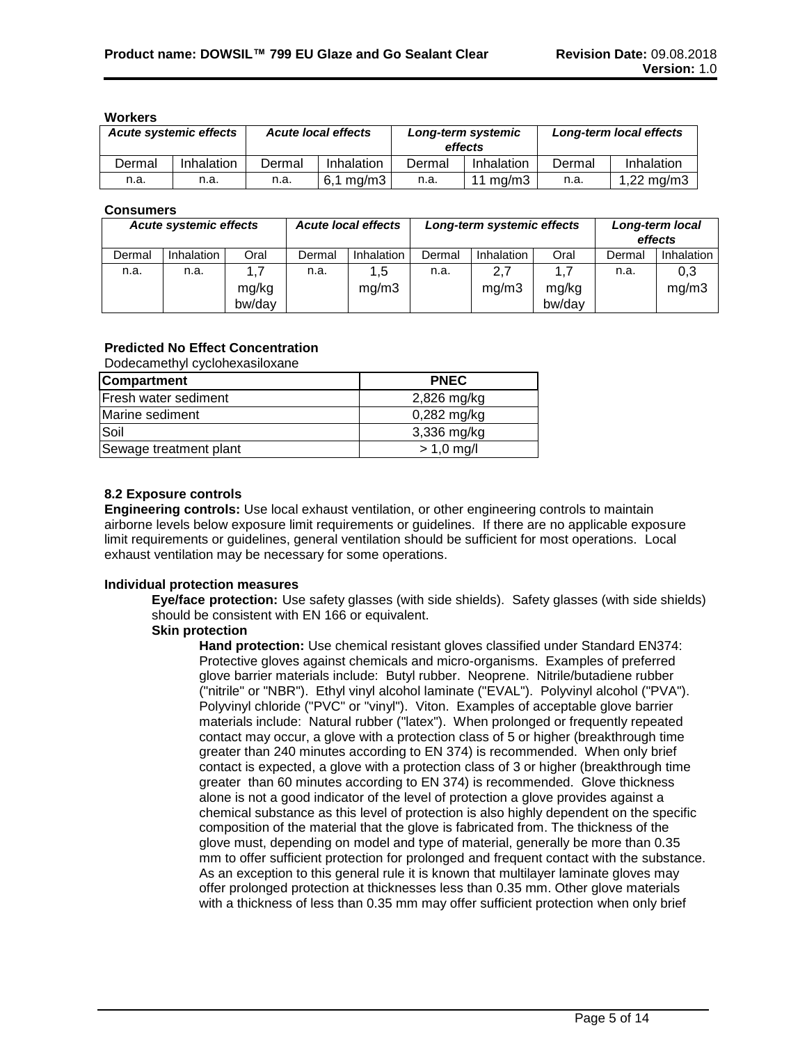**Workers**

| *Acute systemic effects* | | *Acute local effects* | | *Long-term systemic effects* | | *Long-term local effects* | |
|---|---|---|---|---|---|---|---|
| Dermal | Inhalation | Dermal | Inhalation | Dermal | Inhalation | Dermal | Inhalation |
| n.a. | n.a. | n.a. | 6,1 mg/m3 | n.a. | 11 mg/m3 | n.a. | 1,22 mg/m3 |

**Consumers**

| *Acute systemic effects* | | | *Acute local effects* | | *Long-term systemic effects* | | | *Long-term local effects* | |
|---|---|---|---|---|---|---|---|---|---|
| Dermal | Inhalation | Oral | Dermal | Inhalation | Dermal | Inhalation | Oral | Dermal | Inhalation |
| n.a. | n.a. | 1,7 mg/kg bw/day | n.a. | 1,5 mg/m3 | n.a. | 2,7 mg/m3 | 1,7 mg/kg bw/day | n.a. | 0,3 mg/m3 |

**Predicted No Effect Concentration**

Dodecamethyl cyclohexasiloxane

| Compartment | PNEC |
|---|---|
| Fresh water sediment | 2,826 mg/kg |
| Marine sediment | 0,282 mg/kg |
| Soil | 3,336 mg/kg |
| Sewage treatment plant | > 1,0 mg/l |

**8.2 Exposure controls**

**Engineering controls:** Use local exhaust ventilation, or other engineering controls to maintain airborne levels below exposure limit requirements or guidelines. If there are no applicable exposure limit requirements or guidelines, general ventilation should be sufficient for most operations. Local exhaust ventilation may be necessary for some operations.

**Individual protection measures**

**Eye/face protection:** Use safety glasses (with side shields). Safety glasses (with side shields) should be consistent with EN 166 or equivalent.

**Skin protection**

**Hand protection:** Use chemical resistant gloves classified under Standard EN374: Protective gloves against chemicals and micro-organisms. Examples of preferred glove barrier materials include: Butyl rubber. Neoprene. Nitrile/butadiene rubber ("nitrile" or "NBR"). Ethyl vinyl alcohol laminate ("EVAL"). Polyvinyl alcohol ("PVA"). Polyvinyl chloride ("PVC" or "vinyl"). Viton. Examples of acceptable glove barrier materials include: Natural rubber ("latex"). When prolonged or frequently repeated contact may occur, a glove with a protection class of 5 or higher (breakthrough time greater than 240 minutes according to EN 374) is recommended. When only brief contact is expected, a glove with a protection class of 3 or higher (breakthrough time greater than 60 minutes according to EN 374) is recommended. Glove thickness alone is not a good indicator of the level of protection a glove provides against a chemical substance as this level of protection is also highly dependent on the specific composition of the material that the glove is fabricated from. The thickness of the glove must, depending on model and type of material, generally be more than 0.35 mm to offer sufficient protection for prolonged and frequent contact with the substance. As an exception to this general rule it is known that multilayer laminate gloves may offer prolonged protection at thicknesses less than 0.35 mm. Other glove materials with a thickness of less than 0.35 mm may offer sufficient protection when only brief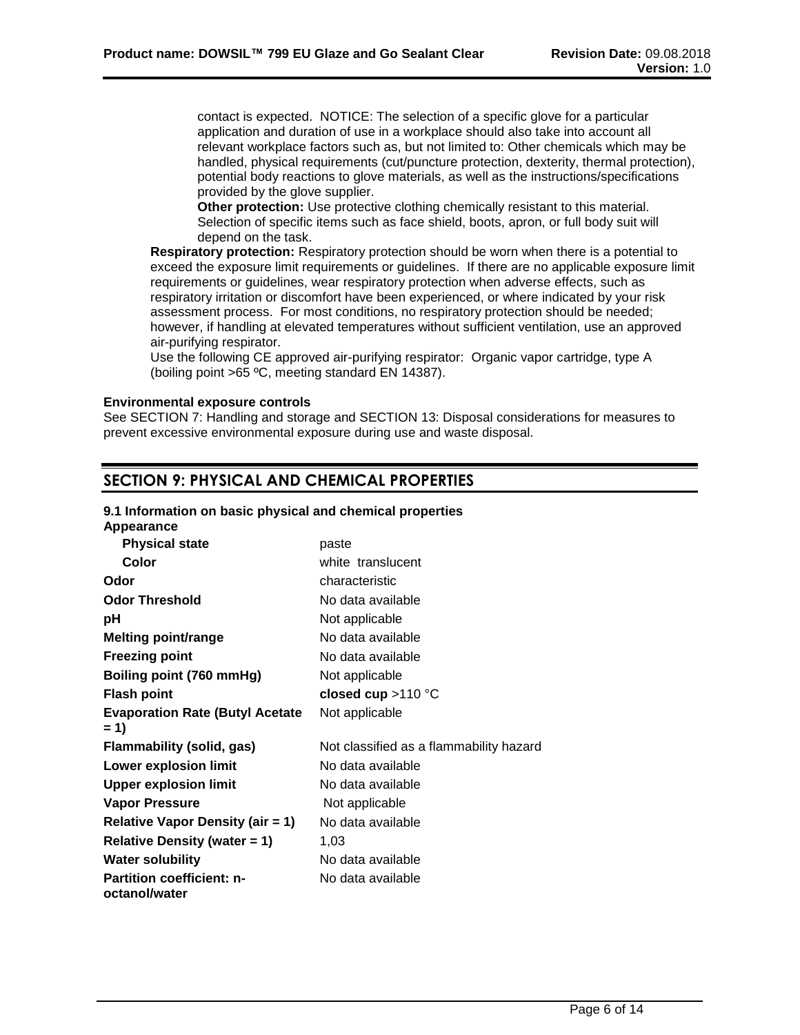contact is expected. NOTICE: The selection of a specific glove for a particular application and duration of use in a workplace should also take into account all relevant workplace factors such as, but not limited to: Other chemicals which may be handled, physical requirements (cut/puncture protection, dexterity, thermal protection), potential body reactions to glove materials, as well as the instructions/specifications provided by the glove supplier.

**Other protection:** Use protective clothing chemically resistant to this material. Selection of specific items such as face shield, boots, apron, or full body suit will depend on the task.

**Respiratory protection:** Respiratory protection should be worn when there is a potential to exceed the exposure limit requirements or guidelines. If there are no applicable exposure limit requirements or guidelines, wear respiratory protection when adverse effects, such as respiratory irritation or discomfort have been experienced, or where indicated by your risk assessment process. For most conditions, no respiratory protection should be needed; however, if handling at elevated temperatures without sufficient ventilation, use an approved air-purifying respirator.

Use the following CE approved air-purifying respirator: Organic vapor cartridge, type A (boiling point >65 ºC, meeting standard EN 14387).

**Environmental exposure controls**

See SECTION 7: Handling and storage and SECTION 13: Disposal considerations for measures to prevent excessive environmental exposure during use and waste disposal.

## SECTION 9: PHYSICAL AND CHEMICAL PROPERTIES

**9.1 Information on basic physical and chemical properties**

**Appearance**

| Property | Value |
|---|---|
| **Physical state** | paste |
| **Color** | white translucent |
| **Odor** | characteristic |
| **Odor Threshold** | No data available |
| **pH** | Not applicable |
| **Melting point/range** | No data available |
| **Freezing point** | No data available |
| **Boiling point (760 mmHg)** | Not applicable |
| **Flash point** | **closed cup** >110 °C |
| **Evaporation Rate (Butyl Acetate = 1)** | Not applicable |
| **Flammability (solid, gas)** | Not classified as a flammability hazard |
| **Lower explosion limit** | No data available |
| **Upper explosion limit** | No data available |
| **Vapor Pressure** | Not applicable |
| **Relative Vapor Density (air = 1)** | No data available |
| **Relative Density (water = 1)** | 1,03 |
| **Water solubility** | No data available |
| **Partition coefficient: n-octanol/water** | No data available |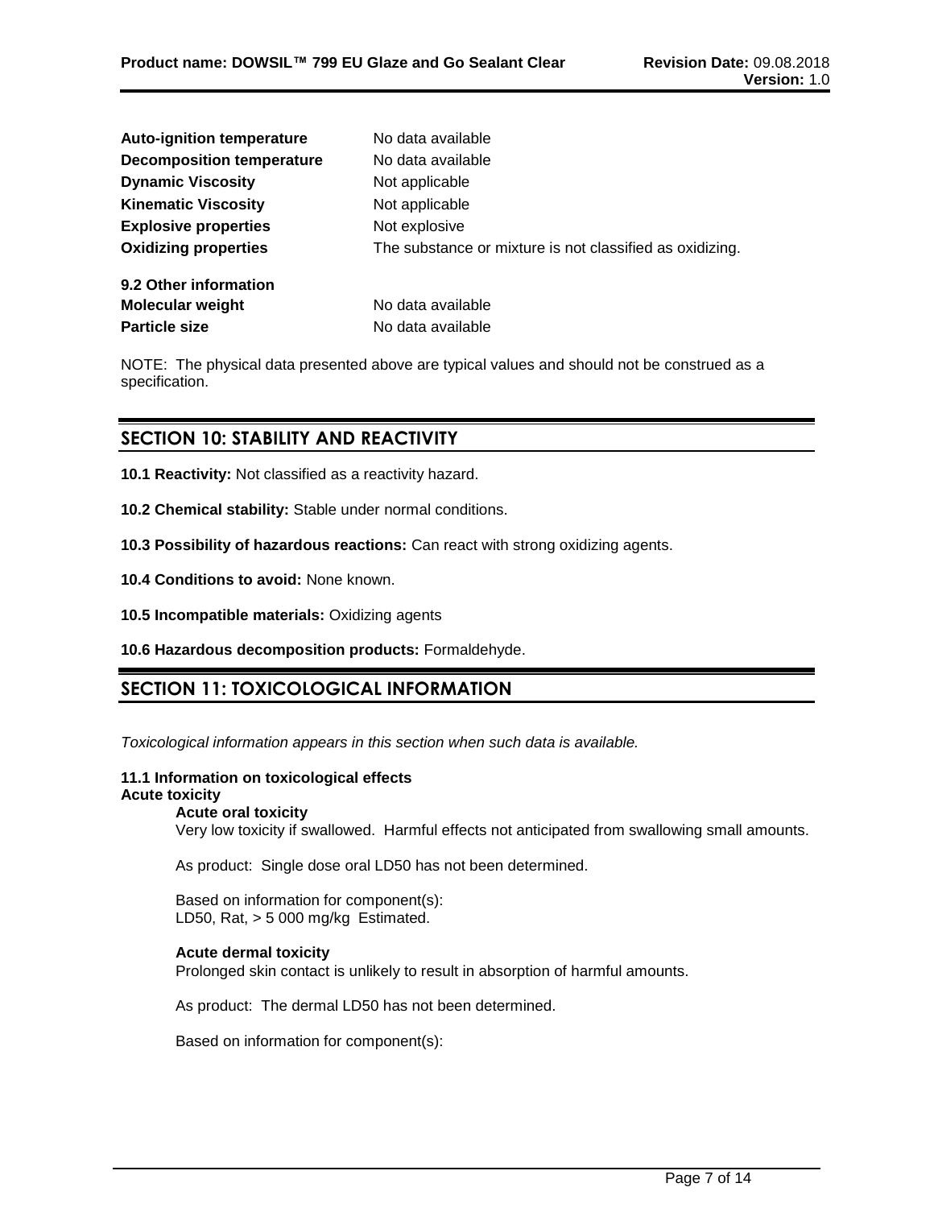| | |
|---|---|
| **Auto-ignition temperature** | No data available |
| **Decomposition temperature** | No data available |
| **Dynamic Viscosity** | Not applicable |
| **Kinematic Viscosity** | Not applicable |
| **Explosive properties** | Not explosive |
| **Oxidizing properties** | The substance or mixture is not classified as oxidizing. |

**9.2 Other information**

| | |
|---|---|
| **Molecular weight** | No data available |
| **Particle size** | No data available |

NOTE: The physical data presented above are typical values and should not be construed as a specification.

## SECTION 10: STABILITY AND REACTIVITY

**10.1 Reactivity:** Not classified as a reactivity hazard.

**10.2 Chemical stability:** Stable under normal conditions.

**10.3 Possibility of hazardous reactions:** Can react with strong oxidizing agents.

**10.4 Conditions to avoid:** None known.

**10.5 Incompatible materials:** Oxidizing agents

**10.6 Hazardous decomposition products:** Formaldehyde.

## SECTION 11: TOXICOLOGICAL INFORMATION

*Toxicological information appears in this section when such data is available.*

**11.1 Information on toxicological effects**

**Acute toxicity**

**Acute oral toxicity**

Very low toxicity if swallowed. Harmful effects not anticipated from swallowing small amounts.

As product: Single dose oral LD50 has not been determined.

Based on information for component(s):
LD50, Rat, > 5 000 mg/kg Estimated.

**Acute dermal toxicity**

Prolonged skin contact is unlikely to result in absorption of harmful amounts.

As product: The dermal LD50 has not been determined.

Based on information for component(s):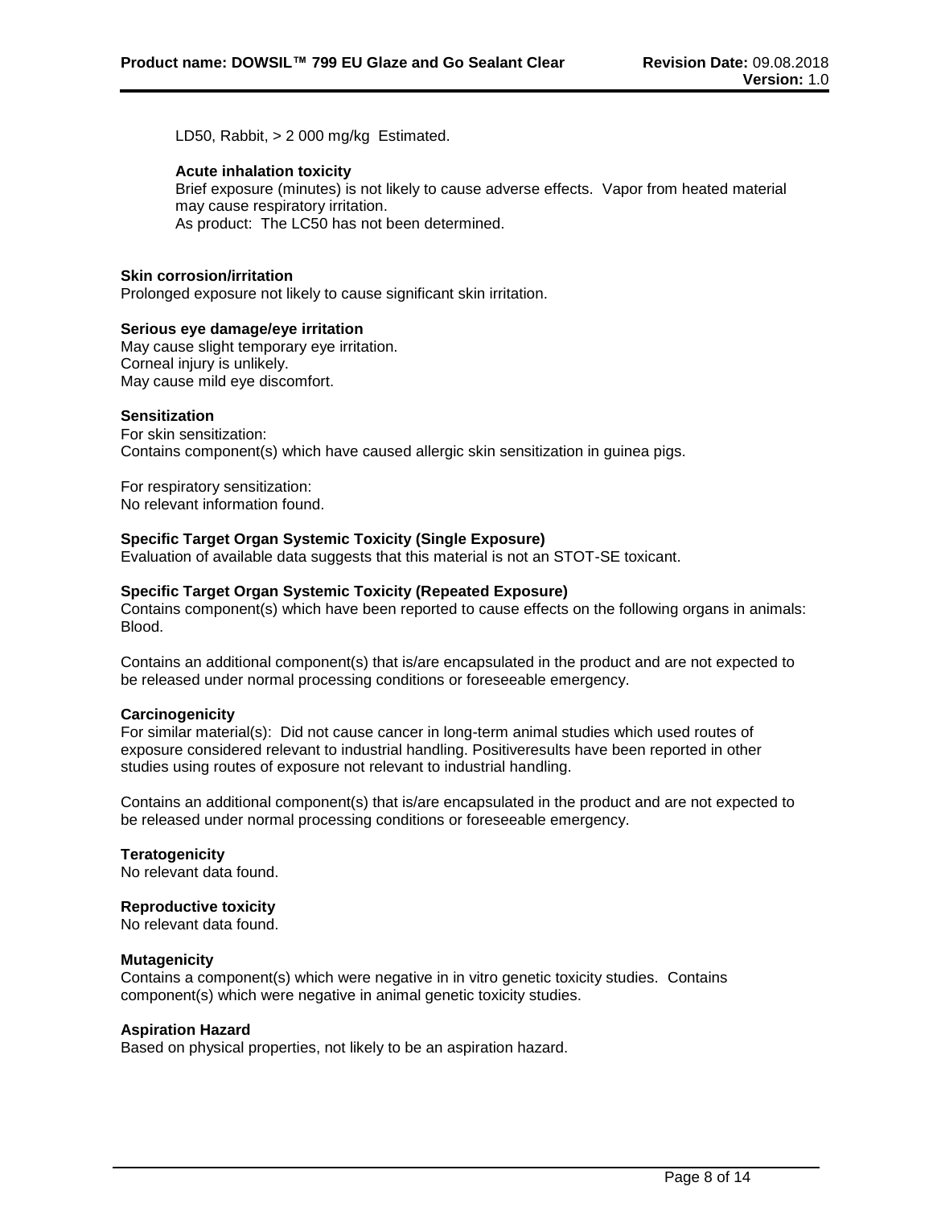LD50, Rabbit, > 2 000 mg/kg Estimated.

**Acute inhalation toxicity**

Brief exposure (minutes) is not likely to cause adverse effects. Vapor from heated material may cause respiratory irritation.
As product: The LC50 has not been determined.

**Skin corrosion/irritation**

Prolonged exposure not likely to cause significant skin irritation.

**Serious eye damage/eye irritation**

May cause slight temporary eye irritation.
Corneal injury is unlikely.
May cause mild eye discomfort.

**Sensitization**

For skin sensitization:
Contains component(s) which have caused allergic skin sensitization in guinea pigs.

For respiratory sensitization:
No relevant information found.

**Specific Target Organ Systemic Toxicity (Single Exposure)**

Evaluation of available data suggests that this material is not an STOT-SE toxicant.

**Specific Target Organ Systemic Toxicity (Repeated Exposure)**

Contains component(s) which have been reported to cause effects on the following organs in animals:
Blood.

Contains an additional component(s) that is/are encapsulated in the product and are not expected to be released under normal processing conditions or foreseeable emergency.

**Carcinogenicity**

For similar material(s): Did not cause cancer in long-term animal studies which used routes of exposure considered relevant to industrial handling. Positiveresults have been reported in other studies using routes of exposure not relevant to industrial handling.

Contains an additional component(s) that is/are encapsulated in the product and are not expected to be released under normal processing conditions or foreseeable emergency.

**Teratogenicity**

No relevant data found.

**Reproductive toxicity**

No relevant data found.

**Mutagenicity**

Contains a component(s) which were negative in in vitro genetic toxicity studies. Contains component(s) which were negative in animal genetic toxicity studies.

**Aspiration Hazard**

Based on physical properties, not likely to be an aspiration hazard.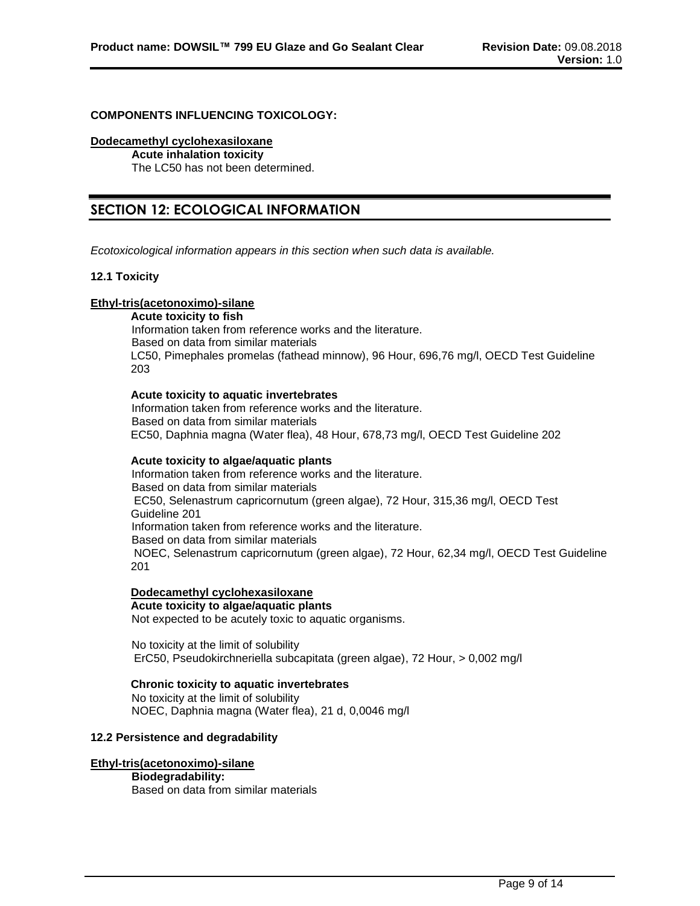**COMPONENTS INFLUENCING TOXICOLOGY:**

**Dodecamethyl cyclohexasiloxane**

**Acute inhalation toxicity**

The LC50 has not been determined.

## SECTION 12: ECOLOGICAL INFORMATION

*Ecotoxicological information appears in this section when such data is available.*

**12.1 Toxicity**

**Ethyl-tris(acetonoximo)-silane**

**Acute toxicity to fish**

Information taken from reference works and the literature.
Based on data from similar materials
LC50, Pimephales promelas (fathead minnow), 96 Hour, 696,76 mg/l, OECD Test Guideline 203

**Acute toxicity to aquatic invertebrates**

Information taken from reference works and the literature.
Based on data from similar materials
EC50, Daphnia magna (Water flea), 48 Hour, 678,73 mg/l, OECD Test Guideline 202

**Acute toxicity to algae/aquatic plants**

Information taken from reference works and the literature.
Based on data from similar materials
EC50, Selenastrum capricornutum (green algae), 72 Hour, 315,36 mg/l, OECD Test Guideline 201
Information taken from reference works and the literature.
Based on data from similar materials
NOEC, Selenastrum capricornutum (green algae), 72 Hour, 62,34 mg/l, OECD Test Guideline 201

**Dodecamethyl cyclohexasiloxane**

**Acute toxicity to algae/aquatic plants**

Not expected to be acutely toxic to aquatic organisms.

No toxicity at the limit of solubility
ErC50, Pseudokirchneriella subcapitata (green algae), 72 Hour, > 0,002 mg/l

**Chronic toxicity to aquatic invertebrates**

No toxicity at the limit of solubility
NOEC, Daphnia magna (Water flea), 21 d, 0,0046 mg/l

**12.2 Persistence and degradability**

**Ethyl-tris(acetonoximo)-silane**

**Biodegradability:**

Based on data from similar materials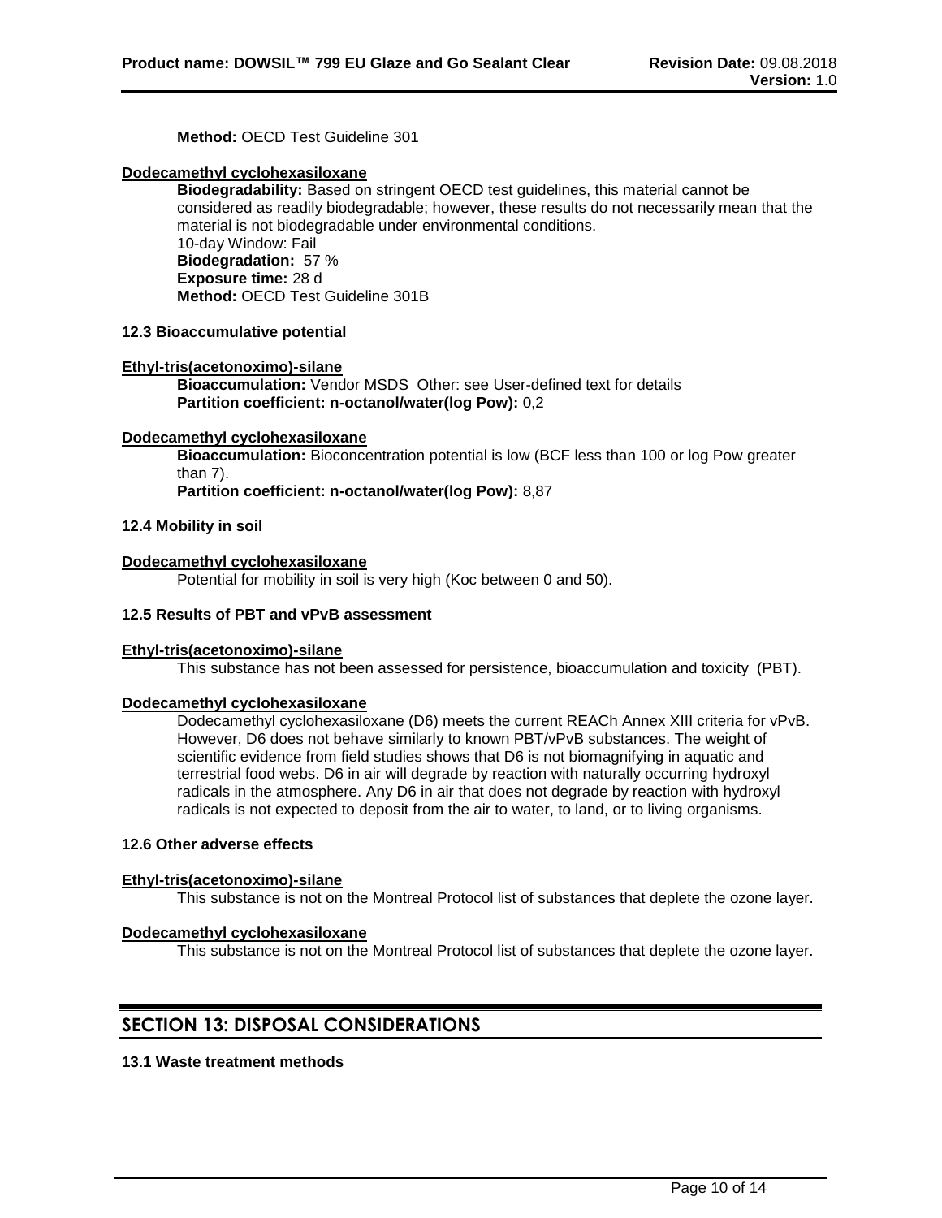**Method:** OECD Test Guideline 301

**Dodecamethyl cyclohexasiloxane**

**Biodegradability:** Based on stringent OECD test guidelines, this material cannot be considered as readily biodegradable; however, these results do not necessarily mean that the material is not biodegradable under environmental conditions.
10-day Window: Fail
**Biodegradation:** 57 %
**Exposure time:** 28 d
**Method:** OECD Test Guideline 301B

### 12.3 Bioaccumulative potential

**Ethyl-tris(acetonoximo)-silane**

**Bioaccumulation:** Vendor MSDS Other: see User-defined text for details
**Partition coefficient: n-octanol/water(log Pow):** 0,2

**Dodecamethyl cyclohexasiloxane**

**Bioaccumulation:** Bioconcentration potential is low (BCF less than 100 or log Pow greater than 7).
**Partition coefficient: n-octanol/water(log Pow):** 8,87

### 12.4 Mobility in soil

**Dodecamethyl cyclohexasiloxane**

Potential for mobility in soil is very high (Koc between 0 and 50).

### 12.5 Results of PBT and vPvB assessment

**Ethyl-tris(acetonoximo)-silane**

This substance has not been assessed for persistence, bioaccumulation and toxicity (PBT).

**Dodecamethyl cyclohexasiloxane**

Dodecamethyl cyclohexasiloxane (D6) meets the current REACh Annex XIII criteria for vPvB. However, D6 does not behave similarly to known PBT/vPvB substances. The weight of scientific evidence from field studies shows that D6 is not biomagnifying in aquatic and terrestrial food webs. D6 in air will degrade by reaction with naturally occurring hydroxyl radicals in the atmosphere. Any D6 in air that does not degrade by reaction with hydroxyl radicals is not expected to deposit from the air to water, to land, or to living organisms.

### 12.6 Other adverse effects

**Ethyl-tris(acetonoximo)-silane**

This substance is not on the Montreal Protocol list of substances that deplete the ozone layer.

**Dodecamethyl cyclohexasiloxane**

This substance is not on the Montreal Protocol list of substances that deplete the ozone layer.

## SECTION 13: DISPOSAL CONSIDERATIONS

### 13.1 Waste treatment methods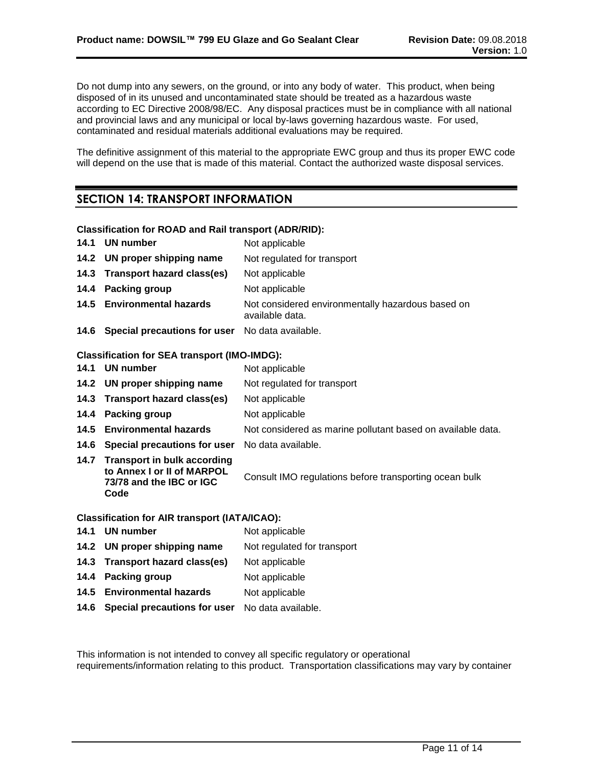Do not dump into any sewers, on the ground, or into any body of water. This product, when being disposed of in its unused and uncontaminated state should be treated as a hazardous waste according to EC Directive 2008/98/EC. Any disposal practices must be in compliance with all national and provincial laws and any municipal or local by-laws governing hazardous waste. For used, contaminated and residual materials additional evaluations may be required.

The definitive assignment of this material to the appropriate EWC group and thus its proper EWC code will depend on the use that is made of this material. Contact the authorized waste disposal services.

## SECTION 14: TRANSPORT INFORMATION

**Classification for ROAD and Rail transport (ADR/RID):**

| | | |
|---|---|---|
| **14.1** | **UN number** | Not applicable |
| **14.2** | **UN proper shipping name** | Not regulated for transport |
| **14.3** | **Transport hazard class(es)** | Not applicable |
| **14.4** | **Packing group** | Not applicable |
| **14.5** | **Environmental hazards** | Not considered environmentally hazardous based on available data. |
| **14.6** | **Special precautions for user** | No data available. |

**Classification for SEA transport (IMO-IMDG):**

| | | |
|---|---|---|
| **14.1** | **UN number** | Not applicable |
| **14.2** | **UN proper shipping name** | Not regulated for transport |
| **14.3** | **Transport hazard class(es)** | Not applicable |
| **14.4** | **Packing group** | Not applicable |
| **14.5** | **Environmental hazards** | Not considered as marine pollutant based on available data. |
| **14.6** | **Special precautions for user** | No data available. |
| **14.7** | **Transport in bulk according to Annex I or II of MARPOL 73/78 and the IBC or IGC Code** | Consult IMO regulations before transporting ocean bulk |

**Classification for AIR transport (IATA/ICAO):**

| | | |
|---|---|---|
| **14.1** | **UN number** | Not applicable |
| **14.2** | **UN proper shipping name** | Not regulated for transport |
| **14.3** | **Transport hazard class(es)** | Not applicable |
| **14.4** | **Packing group** | Not applicable |
| **14.5** | **Environmental hazards** | Not applicable |
| **14.6** | **Special precautions for user** | No data available. |

This information is not intended to convey all specific regulatory or operational requirements/information relating to this product. Transportation classifications may vary by container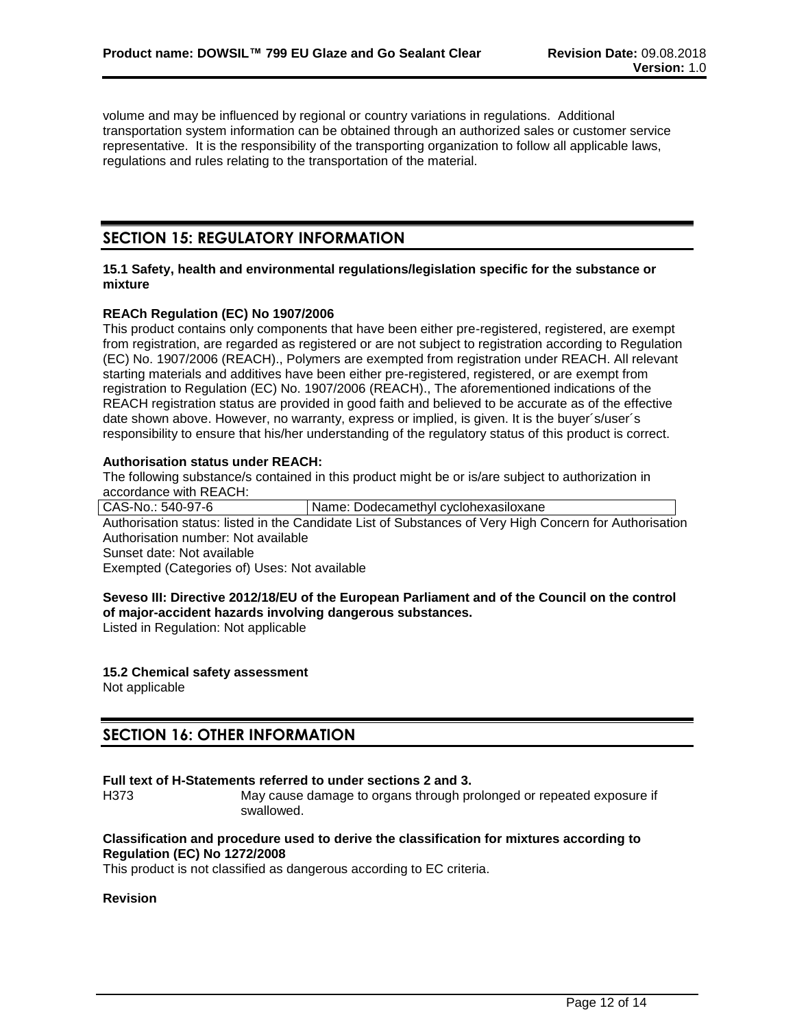volume and may be influenced by regional or country variations in regulations. Additional transportation system information can be obtained through an authorized sales or customer service representative. It is the responsibility of the transporting organization to follow all applicable laws, regulations and rules relating to the transportation of the material.

## SECTION 15: REGULATORY INFORMATION

**15.1 Safety, health and environmental regulations/legislation specific for the substance or mixture**

**REACh Regulation (EC) No 1907/2006**

This product contains only components that have been either pre-registered, registered, are exempt from registration, are regarded as registered or are not subject to registration according to Regulation (EC) No. 1907/2006 (REACH)., Polymers are exempted from registration under REACH. All relevant starting materials and additives have been either pre-registered, registered, or are exempt from registration to Regulation (EC) No. 1907/2006 (REACH)., The aforementioned indications of the REACH registration status are provided in good faith and believed to be accurate as of the effective date shown above. However, no warranty, express or implied, is given. It is the buyer´s/user´s responsibility to ensure that his/her understanding of the regulatory status of this product is correct.

**Authorisation status under REACH:**

The following substance/s contained in this product might be or is/are subject to authorization in accordance with REACH:

| CAS-No.: 540-97-6 | Name: Dodecamethyl cyclohexasiloxane |
|---|---|

Authorisation status: listed in the Candidate List of Substances of Very High Concern for Authorisation
Authorisation number: Not available
Sunset date: Not available
Exempted (Categories of) Uses: Not available

**Seveso III: Directive 2012/18/EU of the European Parliament and of the Council on the control of major-accident hazards involving dangerous substances.**

Listed in Regulation: Not applicable

**15.2 Chemical safety assessment**

Not applicable

## SECTION 16: OTHER INFORMATION

**Full text of H-Statements referred to under sections 2 and 3.**

H373 May cause damage to organs through prolonged or repeated exposure if swallowed.

**Classification and procedure used to derive the classification for mixtures according to Regulation (EC) No 1272/2008**

This product is not classified as dangerous according to EC criteria.

**Revision**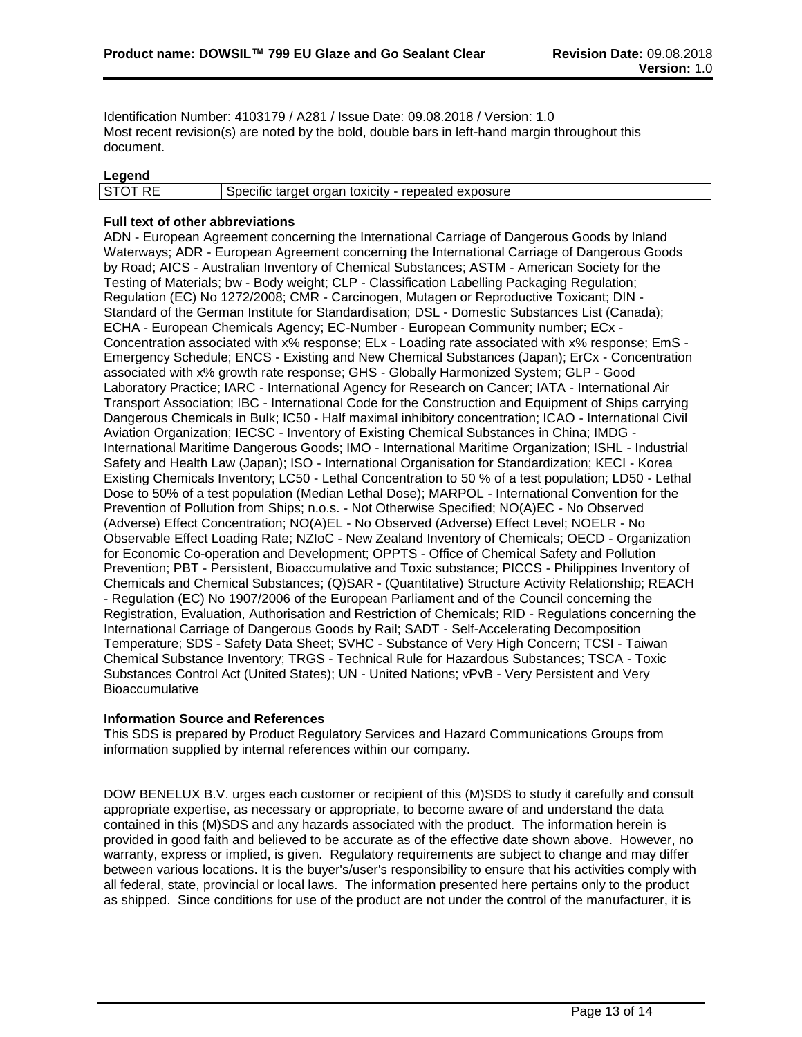Identification Number: 4103179 / A281 / Issue Date: 09.08.2018 / Version: 1.0
Most recent revision(s) are noted by the bold, double bars in left-hand margin throughout this document.

**Legend**

| STOT RE | Specific target organ toxicity - repeated exposure |
|---|---|

**Full text of other abbreviations**

ADN - European Agreement concerning the International Carriage of Dangerous Goods by Inland Waterways; ADR - European Agreement concerning the International Carriage of Dangerous Goods by Road; AICS - Australian Inventory of Chemical Substances; ASTM - American Society for the Testing of Materials; bw - Body weight; CLP - Classification Labelling Packaging Regulation; Regulation (EC) No 1272/2008; CMR - Carcinogen, Mutagen or Reproductive Toxicant; DIN - Standard of the German Institute for Standardisation; DSL - Domestic Substances List (Canada); ECHA - European Chemicals Agency; EC-Number - European Community number; ECx - Concentration associated with x% response; ELx - Loading rate associated with x% response; EmS - Emergency Schedule; ENCS - Existing and New Chemical Substances (Japan); ErCx - Concentration associated with x% growth rate response; GHS - Globally Harmonized System; GLP - Good Laboratory Practice; IARC - International Agency for Research on Cancer; IATA - International Air Transport Association; IBC - International Code for the Construction and Equipment of Ships carrying Dangerous Chemicals in Bulk; IC50 - Half maximal inhibitory concentration; ICAO - International Civil Aviation Organization; IECSC - Inventory of Existing Chemical Substances in China; IMDG - International Maritime Dangerous Goods; IMO - International Maritime Organization; ISHL - Industrial Safety and Health Law (Japan); ISO - International Organisation for Standardization; KECI - Korea Existing Chemicals Inventory; LC50 - Lethal Concentration to 50 % of a test population; LD50 - Lethal Dose to 50% of a test population (Median Lethal Dose); MARPOL - International Convention for the Prevention of Pollution from Ships; n.o.s. - Not Otherwise Specified; NO(A)EC - No Observed (Adverse) Effect Concentration; NO(A)EL - No Observed (Adverse) Effect Level; NOELR - No Observable Effect Loading Rate; NZIoC - New Zealand Inventory of Chemicals; OECD - Organization for Economic Co-operation and Development; OPPTS - Office of Chemical Safety and Pollution Prevention; PBT - Persistent, Bioaccumulative and Toxic substance; PICCS - Philippines Inventory of Chemicals and Chemical Substances; (Q)SAR - (Quantitative) Structure Activity Relationship; REACH - Regulation (EC) No 1907/2006 of the European Parliament and of the Council concerning the Registration, Evaluation, Authorisation and Restriction of Chemicals; RID - Regulations concerning the International Carriage of Dangerous Goods by Rail; SADT - Self-Accelerating Decomposition Temperature; SDS - Safety Data Sheet; SVHC - Substance of Very High Concern; TCSI - Taiwan Chemical Substance Inventory; TRGS - Technical Rule for Hazardous Substances; TSCA - Toxic Substances Control Act (United States); UN - United Nations; vPvB - Very Persistent and Very Bioaccumulative

**Information Source and References**

This SDS is prepared by Product Regulatory Services and Hazard Communications Groups from information supplied by internal references within our company.

DOW BENELUX B.V. urges each customer or recipient of this (M)SDS to study it carefully and consult appropriate expertise, as necessary or appropriate, to become aware of and understand the data contained in this (M)SDS and any hazards associated with the product. The information herein is provided in good faith and believed to be accurate as of the effective date shown above. However, no warranty, express or implied, is given. Regulatory requirements are subject to change and may differ between various locations. It is the buyer's/user's responsibility to ensure that his activities comply with all federal, state, provincial or local laws. The information presented here pertains only to the product as shipped. Since conditions for use of the product are not under the control of the manufacturer, it is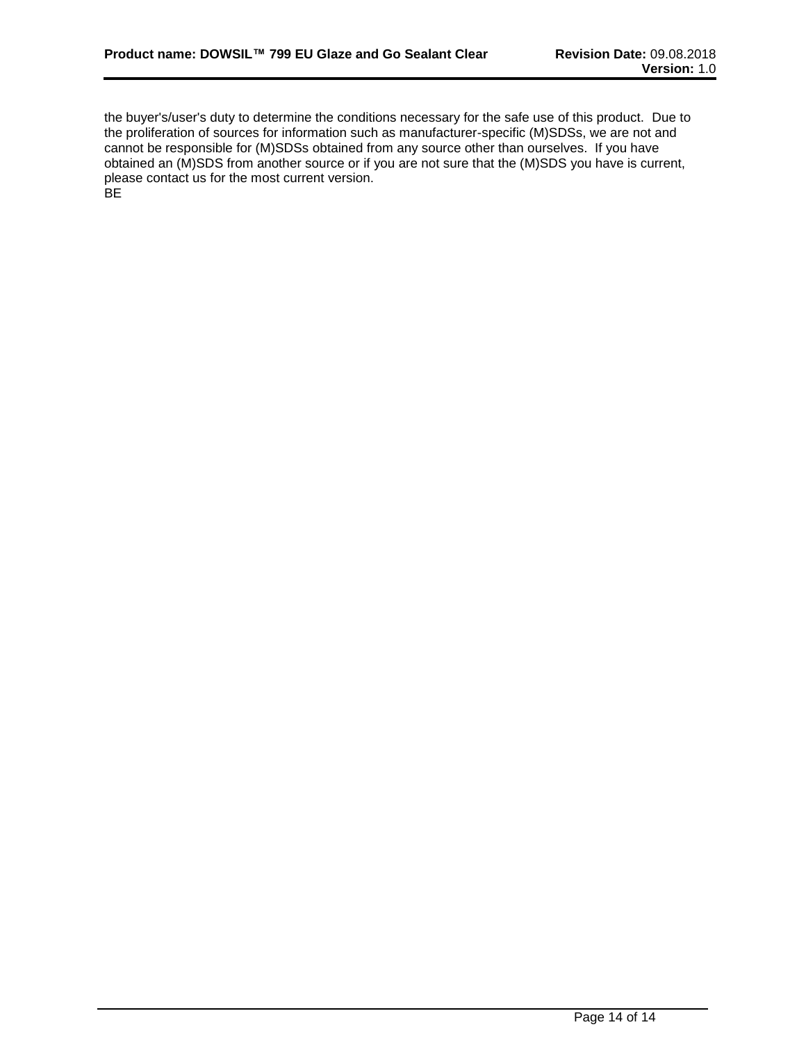the buyer's/user's duty to determine the conditions necessary for the safe use of this product. Due to the proliferation of sources for information such as manufacturer-specific (M)SDSs, we are not and cannot be responsible for (M)SDSs obtained from any source other than ourselves. If you have obtained an (M)SDS from another source or if you are not sure that the (M)SDS you have is current, please contact us for the most current version.
BE